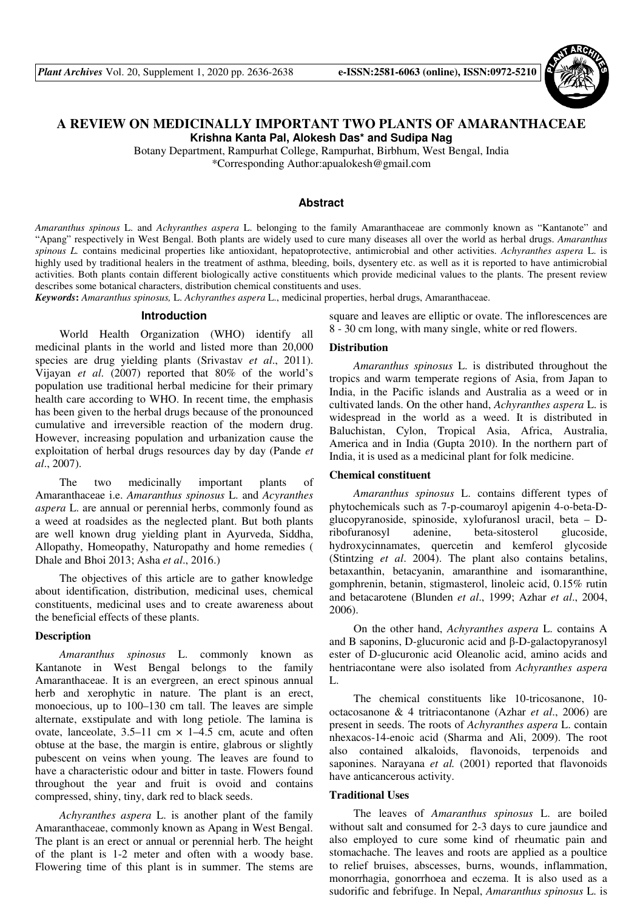# A REVIEW ON MEDICINALLY IMPORTANT TWO PLANTS OF AMARANTHACEAE

**Krishna Kanta Pal, Alokesh Das\* and Sudipa Nag**

Botany Department, Rampurhat College, Rampurhat, Birbhum, West Bengal, India

\*Corresponding Author:apualokesh@gmail.com

## Abstract

*Amaranthus spinous* L. and *Achyranthes aspera* L. belonging to the family Amaranthaceae are commonly known as "Kantanote" and "Apang" respectively in West Bengal. Both plants are widely used to cure many diseases all over the world as herbal drugs. *Amaranthus spinous L.* contains medicinal properties like antioxidant, hepatoprotective, antimicrobial and other activities. *Achyranthes aspera* L. is highly used by traditional healers in the treatment of asthma, bleeding, boils, dysentery etc. as well as it is reported to have antimicrobial activities. Both plants contain different biologically active constituents which provide medicinal values to the plants. The present review describes some botanical characters, distribution chemical constituents and uses.

***Keywords*:** *Amaranthus spinosus,* L. *Achyranthes aspera* L., medicinal properties, herbal drugs, Amaranthaceae.

## Introduction

World Health Organization (WHO) identify all medicinal plants in the world and listed more than 20,000 species are drug yielding plants (Srivastav *et al*., 2011). Vijayan *et al*. (2007) reported that 80% of the world's population use traditional herbal medicine for their primary health care according to WHO. In recent time, the emphasis has been given to the herbal drugs because of the pronounced cumulative and irreversible reaction of the modern drug. However, increasing population and urbanization cause the exploitation of herbal drugs resources day by day (Pande *et al*., 2007).

The two medicinally important plants of Amaranthaceae i.e. *Amaranthus spinosus* L. and *Acyranthes aspera* L. are annual or perennial herbs, commonly found as a weed at roadsides as the neglected plant. But both plants are well known drug yielding plant in Ayurveda, Siddha, Allopathy, Homeopathy, Naturopathy and home remedies ( Dhale and Bhoi 2013; Asha *et al*., 2016.)

The objectives of this article are to gather knowledge about identification, distribution, medicinal uses, chemical constituents, medicinal uses and to create awareness about the beneficial effects of these plants.

### Description

*Amaranthus spinosus* L. commonly known as Kantanote in West Bengal belongs to the family Amaranthaceae. It is an evergreen, an erect spinous annual herb and xerophytic in nature. The plant is an erect, monoecious, up to 100–130 cm tall. The leaves are simple alternate, exstipulate and with long petiole. The lamina is ovate, lanceolate, 3.5–11 cm × 1–4.5 cm, acute and often obtuse at the base, the margin is entire, glabrous or slightly pubescent on veins when young. The leaves are found to have a characteristic odour and bitter in taste. Flowers found throughout the year and fruit is ovoid and contains compressed, shiny, tiny, dark red to black seeds.

*Achyranthes aspera* L. is another plant of the family Amaranthaceae, commonly known as Apang in West Bengal. The plant is an erect or annual or perennial herb. The height of the plant is 1-2 meter and often with a woody base. Flowering time of this plant is in summer. The stems are square and leaves are elliptic or ovate. The inflorescences are 8 - 30 cm long, with many single, white or red flowers.

### Distribution

*Amaranthus spinosus* L. is distributed throughout the tropics and warm temperate regions of Asia, from Japan to India, in the Pacific islands and Australia as a weed or in cultivated lands. On the other hand, *Achyranthes aspera* L. is widespread in the world as a weed. It is distributed in Baluchistan, Cylon, Tropical Asia, Africa, Australia, America and in India (Gupta 2010). In the northern part of India, it is used as a medicinal plant for folk medicine.

### Chemical constituent

*Amaranthus spinosus* L. contains different types of phytochemicals such as 7-p-coumaroyl apigenin 4-o-beta-D-glucopyranoside, spinoside, xylofuranosl uracil, beta – D-ribofuranosyl adenine, beta-sitosterol glucoside, hydroxycinnamates, quercetin and kemferol glycoside (Stintzing *et al*. 2004). The plant also contains betalins, betaxanthin, betacyanin, amaranthine and isomaranthine, gomphrenin, betanin, stigmasterol, linoleic acid, 0.15% rutin and betacarotene (Blunden *et al*., 1999; Azhar *et al*., 2004, 2006).

On the other hand, *Achyranthes aspera* L. contains A and B saponins, D-glucuronic acid and β-D-galactopyranosyl ester of D-glucuronic acid Oleanolic acid, amino acids and hentriacontane were also isolated from *Achyranthes aspera* L.

The chemical constituents like 10-tricosanone, 10-octacosanone & 4 tritriacontanone (Azhar *et al*., 2006) are present in seeds. The roots of *Achyranthes aspera* L. contain nhexacos-14-enoic acid (Sharma and Ali, 2009). The root also contained alkaloids, flavonoids, terpenoids and saponines. Narayana *et al.* (2001) reported that flavonoids have anticancerous activity.

### Traditional Uses

The leaves of *Amaranthus spinosus* L. are boiled without salt and consumed for 2-3 days to cure jaundice and also employed to cure some kind of rheumatic pain and stomachache. The leaves and roots are applied as a poultice to relief bruises, abscesses, burns, wounds, inflammation, monorrhagia, gonorrhoea and eczema. It is also used as a sudorific and febrifuge. In Nepal, *Amaranthus spinosus* L. is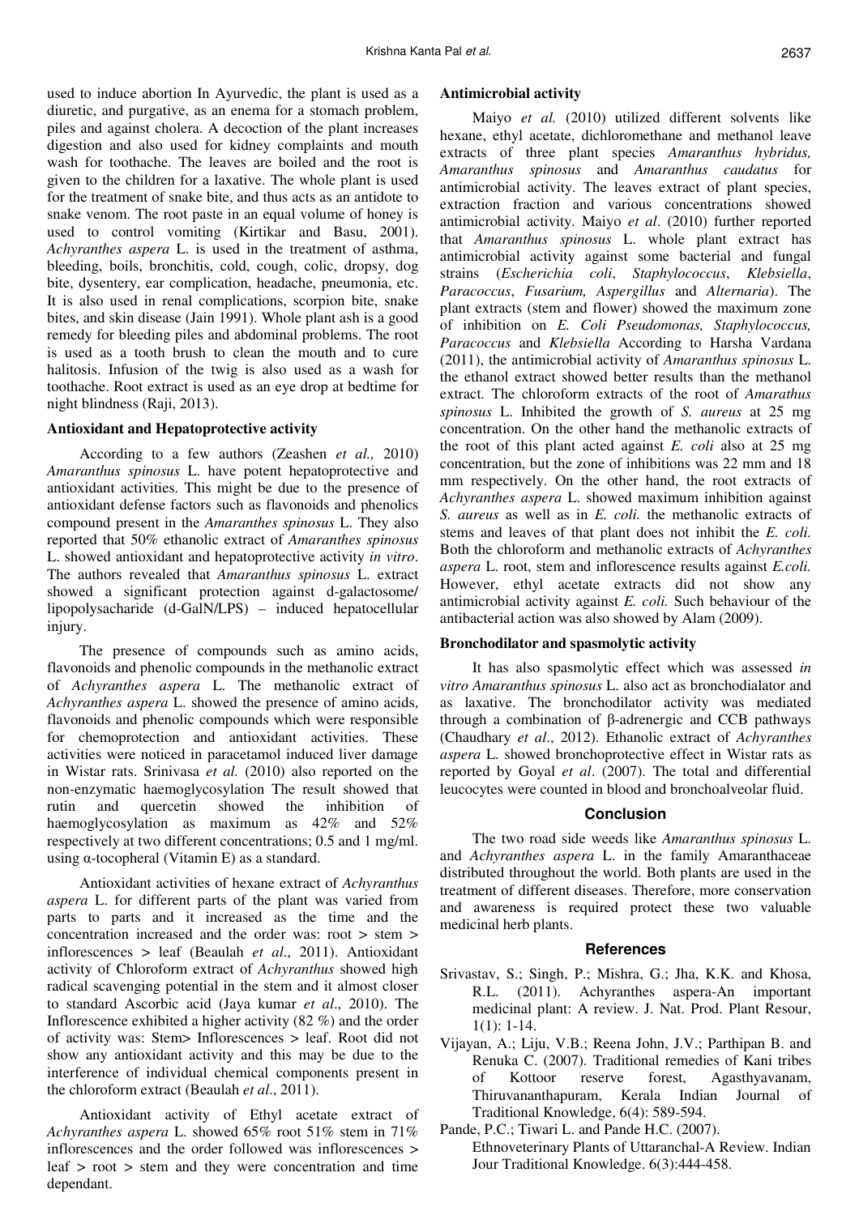used to induce abortion In Ayurvedic, the plant is used as a diuretic, and purgative, as an enema for a stomach problem, piles and against cholera. A decoction of the plant increases digestion and also used for kidney complaints and mouth wash for toothache. The leaves are boiled and the root is given to the children for a laxative. The whole plant is used for the treatment of snake bite, and thus acts as an antidote to snake venom. The root paste in an equal volume of honey is used to control vomiting (Kirtikar and Basu, 2001). *Achyranthes aspera* L. is used in the treatment of asthma, bleeding, boils, bronchitis, cold, cough, colic, dropsy, dog bite, dysentery, ear complication, headache, pneumonia, etc. It is also used in renal complications, scorpion bite, snake bites, and skin disease (Jain 1991). Whole plant ash is a good remedy for bleeding piles and abdominal problems. The root is used as a tooth brush to clean the mouth and to cure halitosis. Infusion of the twig is also used as a wash for toothache. Root extract is used as an eye drop at bedtime for night blindness (Raji, 2013).

**Antioxidant and Hepatoprotective activity**

According to a few authors (Zeashen *et al.,* 2010) *Amaranthus spinosus* L. have potent hepatoprotective and antioxidant activities. This might be due to the presence of antioxidant defense factors such as flavonoids and phenolics compound present in the *Amaranthes spinosus* L. They also reported that 50% ethanolic extract of *Amaranthes spinosus* L. showed antioxidant and hepatoprotective activity *in vitro*. The authors revealed that *Amaranthus spinosus* L. extract showed a significant protection against d-galactosome/ lipopolysacharide (d-GalN/LPS) – induced hepatocellular injury.

The presence of compounds such as amino acids, flavonoids and phenolic compounds in the methanolic extract of *Achyranthes aspera* L. The methanolic extract of *Achyranthes aspera* L. showed the presence of amino acids, flavonoids and phenolic compounds which were responsible for chemoprotection and antioxidant activities. These activities were noticed in paracetamol induced liver damage in Wistar rats. Srinivasa *et al.* (2010) also reported on the non-enzymatic haemoglycosylation The result showed that rutin and quercetin showed the inhibition of haemoglycosylation as maximum as 42% and 52% respectively at two different concentrations; 0.5 and 1 mg/ml. using α-tocopheral (Vitamin E) as a standard.

Antioxidant activities of hexane extract of *Achyranthus aspera* L. for different parts of the plant was varied from parts to parts and it increased as the time and the concentration increased and the order was: root > stem > inflorescences > leaf (Beaulah *et al*., 2011). Antioxidant activity of Chloroform extract of *Achyranthus* showed high radical scavenging potential in the stem and it almost closer to standard Ascorbic acid (Jaya kumar *et al*., 2010). The Inflorescence exhibited a higher activity (82 %) and the order of activity was: Stem> Inflorescences > leaf. Root did not show any antioxidant activity and this may be due to the interference of individual chemical components present in the chloroform extract (Beaulah *et al*., 2011).

Antioxidant activity of Ethyl acetate extract of *Achyranthes aspera* L. showed 65% root 51% stem in 71% inflorescences and the order followed was inflorescences > leaf > root > stem and they were concentration and time dependant.

**Antimicrobial activity**

Maiyo *et al.* (2010) utilized different solvents like hexane, ethyl acetate, dichloromethane and methanol leave extracts of three plant species *Amaranthus hybridus, Amaranthus spinosus* and *Amaranthus caudatus* for antimicrobial activity. The leaves extract of plant species, extraction fraction and various concentrations showed antimicrobial activity. Maiyo *et al*. (2010) further reported that *Amaranthus spinosus* L. whole plant extract has antimicrobial activity against some bacterial and fungal strains (*Escherichia coli*, *Staphylococcus*, *Klebsiella*, *Paracoccus*, *Fusarium, Aspergillus* and *Alternaria*). The plant extracts (stem and flower) showed the maximum zone of inhibition on *E. Coli Pseudomonas, Staphylococcus, Paracoccus* and *Klebsiella* According to Harsha Vardana (2011), the antimicrobial activity of *Amaranthus spinosus* L. the ethanol extract showed better results than the methanol extract. The chloroform extracts of the root of *Amarathus spinosus* L. Inhibited the growth of *S. aureus* at 25 mg concentration. On the other hand the methanolic extracts of the root of this plant acted against *E. coli* also at 25 mg concentration, but the zone of inhibitions was 22 mm and 18 mm respectively. On the other hand, the root extracts of *Achyranthes aspera* L. showed maximum inhibition against *S. aureus* as well as in *E. coli.* the methanolic extracts of stems and leaves of that plant does not inhibit the *E. coli.* Both the chloroform and methanolic extracts of *Achyranthes aspera* L. root, stem and inflorescence results against *E.coli.* However, ethyl acetate extracts did not show any antimicrobial activity against *E. coli.* Such behaviour of the antibacterial action was also showed by Alam (2009).

**Bronchodilator and spasmolytic activity**

It has also spasmolytic effect which was assessed *in vitro Amaranthus spinosus* L. also act as bronchodialator and as laxative. The bronchodilator activity was mediated through a combination of β-adrenergic and CCB pathways (Chaudhary *et al*., 2012). Ethanolic extract of *Achyranthes aspera* L. showed bronchoprotective effect in Wistar rats as reported by Goyal *et al*. (2007). The total and differential leucocytes were counted in blood and bronchoalveolar fluid.

## Conclusion

The two road side weeds like *Amaranthus spinosus* L. and *Achyranthes aspera* L. in the family Amaranthaceae distributed throughout the world. Both plants are used in the treatment of different diseases. Therefore, more conservation and awareness is required protect these two valuable medicinal herb plants.

## References

Srivastav, S.; Singh, P.; Mishra, G.; Jha, K.K. and Khosa, R.L. (2011). Achyranthes aspera-An important medicinal plant: A review. J. Nat. Prod. Plant Resour, 1(1): 1-14.

Vijayan, A.; Liju, V.B.; Reena John, J.V.; Parthipan B. and Renuka C. (2007). Traditional remedies of Kani tribes of Kottoor reserve forest, Agasthyavanam, Thiruvananthapuram, Kerala Indian Journal of Traditional Knowledge, 6(4): 589-594.

Pande, P.C.; Tiwari L. and Pande H.C. (2007). Ethnoveterinary Plants of Uttaranchal-A Review. Indian Jour Traditional Knowledge. 6(3):444-458.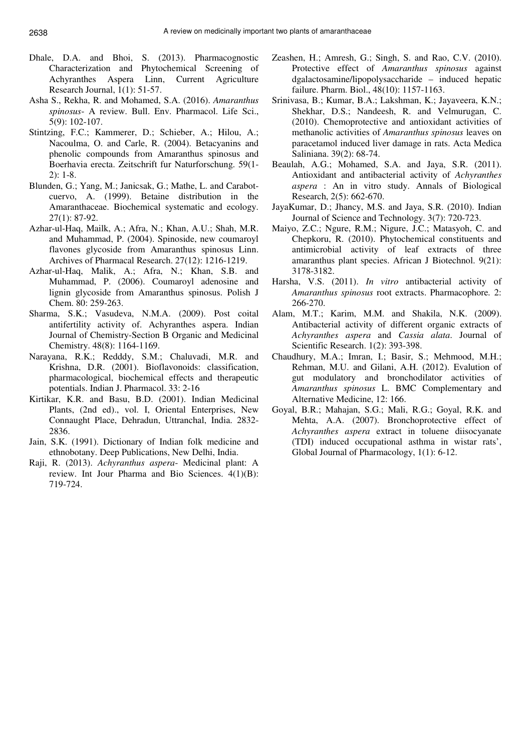Dhale, D.A. and Bhoi, S. (2013). Pharmacognostic Characterization and Phytochemical Screening of Achyranthes Aspera Linn, Current Agriculture Research Journal, 1(1): 51-57.

Asha S., Rekha, R. and Mohamed, S.A. (2016). *Amaranthus spinosus*- A review. Bull. Env. Pharmacol. Life Sci., 5(9): 102-107.

Stintzing, F.C.; Kammerer, D.; Schieber, A.; Hilou, A.; Nacoulma, O. and Carle, R. (2004). Betacyanins and phenolic compounds from Amaranthus spinosus and Boerhavia erecta. Zeitschrift fur Naturforschung. 59(1-2): 1-8.

Blunden, G.; Yang, M.; Janicsak, G.; Mathe, L. and Carabot-cuervo, A. (1999). Betaine distribution in the Amaranthaceae. Biochemical systematic and ecology. 27(1): 87-92.

Azhar-ul-Haq, Mailk, A.; Afra, N.; Khan, A.U.; Shah, M.R. and Muhammad, P. (2004). Spinoside, new coumaroyl flavones glycoside from Amaranthus spinosus Linn. Archives of Pharmacal Research. 27(12): 1216-1219.

Azhar-ul-Haq, Malik, A.; Afra, N.; Khan, S.B. and Muhammad, P. (2006). Coumaroyl adenosine and lignin glycoside from Amaranthus spinosus. Polish J Chem. 80: 259-263.

Sharma, S.K.; Vasudeva, N.M.A. (2009). Post coital antifertility activity of. Achyranthes aspera. Indian Journal of Chemistry-Section B Organic and Medicinal Chemistry. 48(8): 1164-1169.

Narayana, R.K.; Redddy, S.M.; Chaluvadi, M.R. and Krishna, D.R. (2001). Bioflavonoids: classification, pharmacological, biochemical effects and therapeutic potentials. Indian J. Pharmacol. 33: 2-16

Kirtikar, K.R. and Basu, B.D. (2001). Indian Medicinal Plants, (2nd ed)., vol. I, Oriental Enterprises, New Connaught Place, Dehradun, Uttranchal, India. 2832-2836.

Jain, S.K. (1991). Dictionary of Indian folk medicine and ethnobotany. Deep Publications, New Delhi, India.

Raji, R. (2013). *Achyranthus aspera*- Medicinal plant: A review. Int Jour Pharma and Bio Sciences. 4(1)(B): 719-724.

Zeashen, H.; Amresh, G.; Singh, S. and Rao, C.V. (2010). Protective effect of *Amaranthus spinosus* against dgalactosamine/lipopolysaccharide – induced hepatic failure. Pharm. Biol., 48(10): 1157-1163.

Srinivasa, B.; Kumar, B.A.; Lakshman, K.; Jayaveera, K.N.; Shekhar, D.S.; Nandeesh, R. and Velmurugan, C. (2010). Chemoprotective and antioxidant activities of methanolic activities of *Amaranthus spinosus* leaves on paracetamol induced liver damage in rats. Acta Medica Saliniana. 39(2): 68-74.

Beaulah, A.G.; Mohamed, S.A. and Jaya, S.R. (2011). Antioxidant and antibacterial activity of *Achyranthes aspera* : An in vitro study. Annals of Biological Research, 2(5): 662-670.

JayaKumar, D.; Jhancy, M.S. and Jaya, S.R. (2010). Indian Journal of Science and Technology. 3(7): 720-723.

Maiyo, Z.C.; Ngure, R.M.; Nigure, J.C.; Matasyoh, C. and Chepkoru, R. (2010). Phytochemical constituents and antimicrobial activity of leaf extracts of three amaranthus plant species. African J Biotechnol. 9(21): 3178-3182.

Harsha, V.S. (2011). *In vitro* antibacterial activity of *Amaranthus spinosus* root extracts. Pharmacophore. 2: 266-270.

Alam, M.T.; Karim, M.M. and Shakila, N.K. (2009). Antibacterial activity of different organic extracts of *Achyranthes aspera* and *Cassia alata*. Journal of Scientific Research. 1(2): 393-398.

Chaudhury, M.A.; Imran, I.; Basir, S.; Mehmood, M.H.; Rehman, M.U. and Gilani, A.H. (2012). Evalution of gut modulatory and bronchodilator activities of *Amaranthus spinosus* L. BMC Complementary and Alternative Medicine, 12: 166.

Goyal, B.R.; Mahajan, S.G.; Mali, R.G.; Goyal, R.K. and Mehta, A.A. (2007). Bronchoprotective effect of *Achyranthes aspera* extract in toluene diisocyanate (TDI) induced occupational asthma in wistar rats', Global Journal of Pharmacology, 1(1): 6-12.